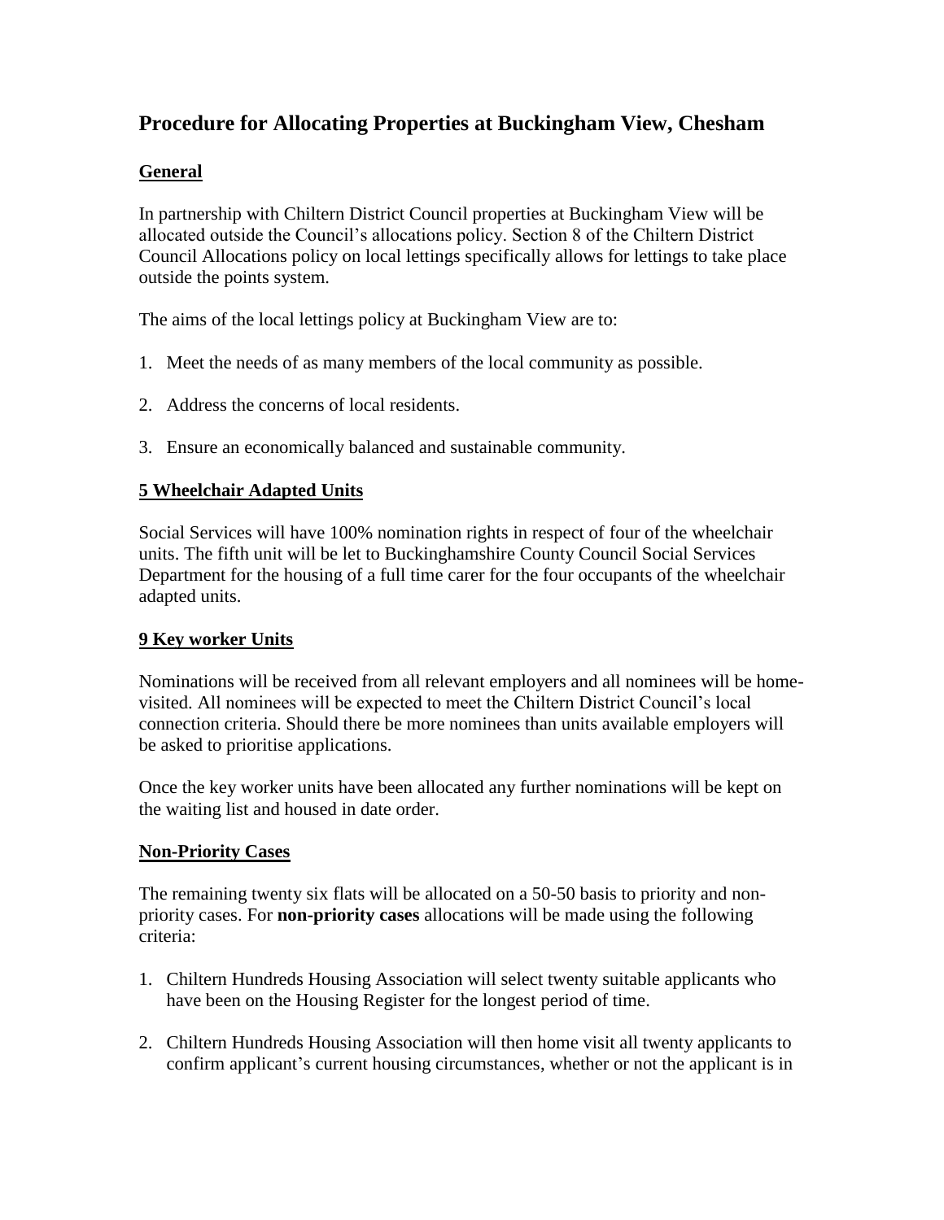# Procedure for Allocating Properties at Buckingham View, Chesham

## General

In partnership with Chiltern District Council properties at Buckingham View will be allocated outside the Council's allocations policy. Section 8 of the Chiltern District Council Allocations policy on local lettings specifically allows for lettings to take place outside the points system.

The aims of the local lettings policy at Buckingham View are to:

1. Meet the needs of as many members of the local community as possible.
2. Address the concerns of local residents.
3. Ensure an economically balanced and sustainable community.

## 5 Wheelchair Adapted Units

Social Services will have 100% nomination rights in respect of four of the wheelchair units. The fifth unit will be let to Buckinghamshire County Council Social Services Department for the housing of a full time carer for the four occupants of the wheelchair adapted units.

## 9 Key worker Units

Nominations will be received from all relevant employers and all nominees will be home-visited. All nominees will be expected to meet the Chiltern District Council's local connection criteria. Should there be more nominees than units available employers will be asked to prioritise applications.

Once the key worker units have been allocated any further nominations will be kept on the waiting list and housed in date order.

## Non-Priority Cases

The remaining twenty six flats will be allocated on a 50-50 basis to priority and non-priority cases. For **non-priority cases** allocations will be made using the following criteria:

1. Chiltern Hundreds Housing Association will select twenty suitable applicants who have been on the Housing Register for the longest period of time.
2. Chiltern Hundreds Housing Association will then home visit all twenty applicants to confirm applicant's current housing circumstances, whether or not the applicant is in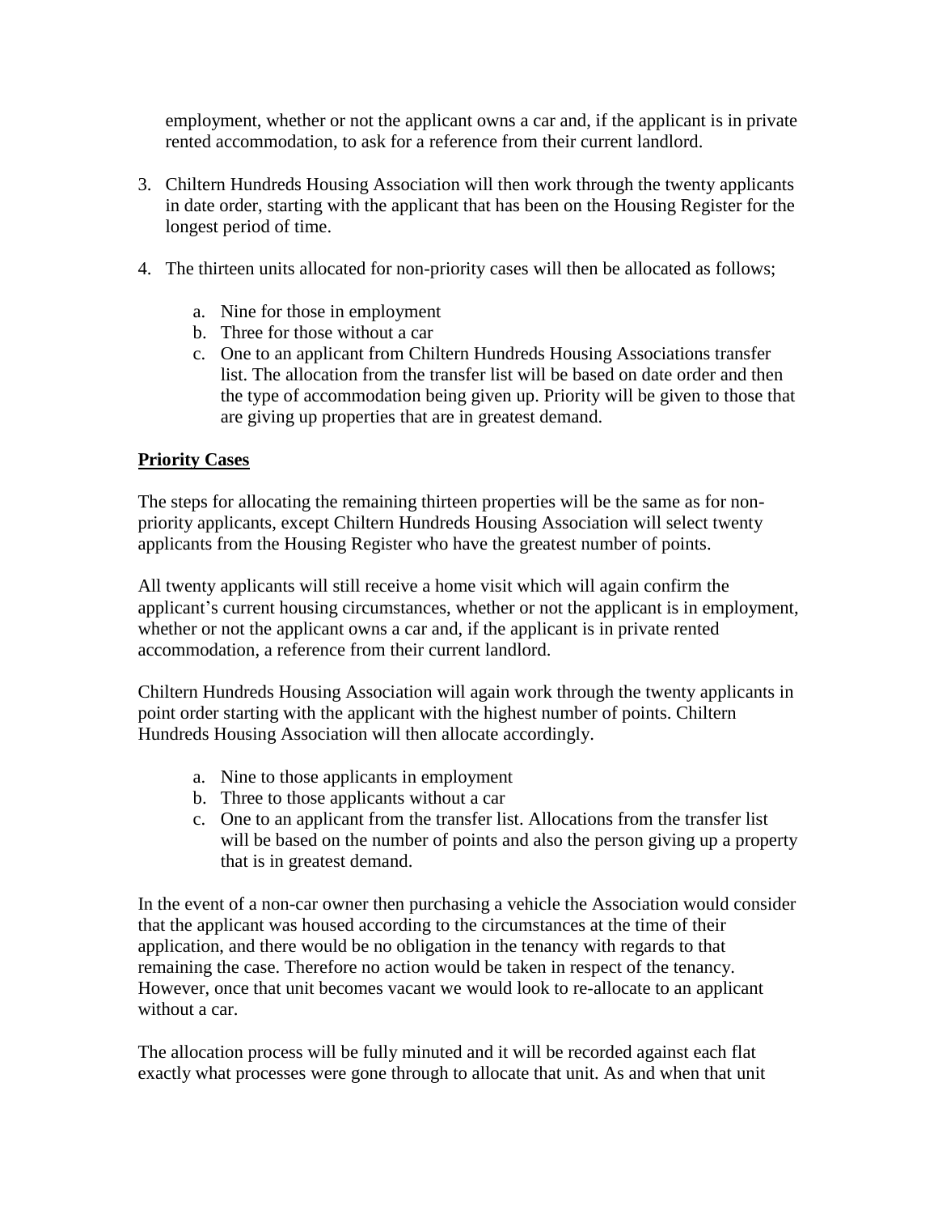employment, whether or not the applicant owns a car and, if the applicant is in private rented accommodation, to ask for a reference from their current landlord.

3. Chiltern Hundreds Housing Association will then work through the twenty applicants in date order, starting with the applicant that has been on the Housing Register for the longest period of time.

4. The thirteen units allocated for non-priority cases will then be allocated as follows;

    a. Nine for those in employment
    b. Three for those without a car
    c. One to an applicant from Chiltern Hundreds Housing Associations transfer list. The allocation from the transfer list will be based on date order and then the type of accommodation being given up. Priority will be given to those that are giving up properties that are in greatest demand.

**Priority Cases**

The steps for allocating the remaining thirteen properties will be the same as for non-priority applicants, except Chiltern Hundreds Housing Association will select twenty applicants from the Housing Register who have the greatest number of points.

All twenty applicants will still receive a home visit which will again confirm the applicant's current housing circumstances, whether or not the applicant is in employment, whether or not the applicant owns a car and, if the applicant is in private rented accommodation, a reference from their current landlord.

Chiltern Hundreds Housing Association will again work through the twenty applicants in point order starting with the applicant with the highest number of points. Chiltern Hundreds Housing Association will then allocate accordingly.

a. Nine to those applicants in employment
b. Three to those applicants without a car
c. One to an applicant from the transfer list. Allocations from the transfer list will be based on the number of points and also the person giving up a property that is in greatest demand.

In the event of a non-car owner then purchasing a vehicle the Association would consider that the applicant was housed according to the circumstances at the time of their application, and there would be no obligation in the tenancy with regards to that remaining the case. Therefore no action would be taken in respect of the tenancy. However, once that unit becomes vacant we would look to re-allocate to an applicant without a car.

The allocation process will be fully minuted and it will be recorded against each flat exactly what processes were gone through to allocate that unit. As and when that unit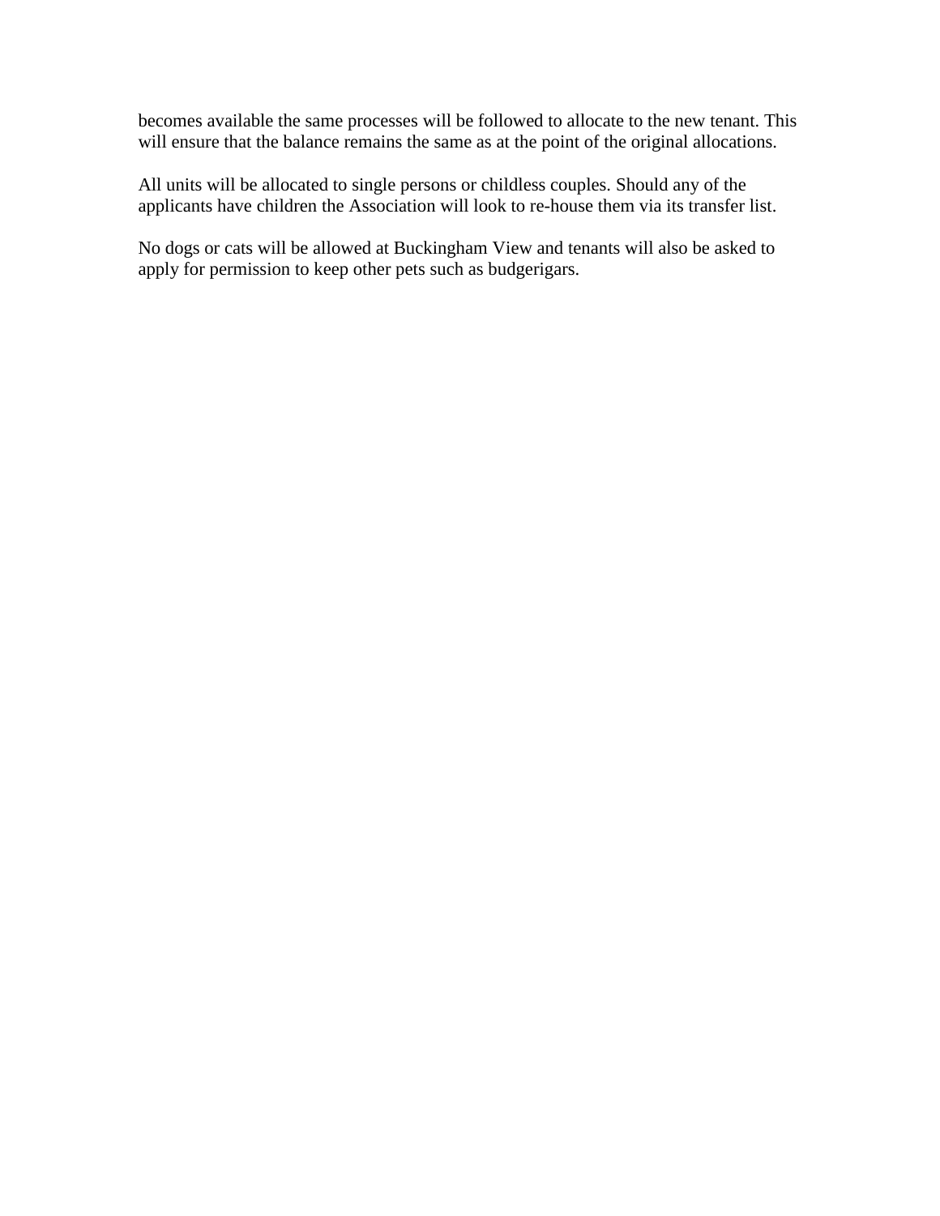becomes available the same processes will be followed to allocate to the new tenant. This will ensure that the balance remains the same as at the point of the original allocations.

All units will be allocated to single persons or childless couples. Should any of the applicants have children the Association will look to re-house them via its transfer list.

No dogs or cats will be allowed at Buckingham View and tenants will also be asked to apply for permission to keep other pets such as budgerigars.